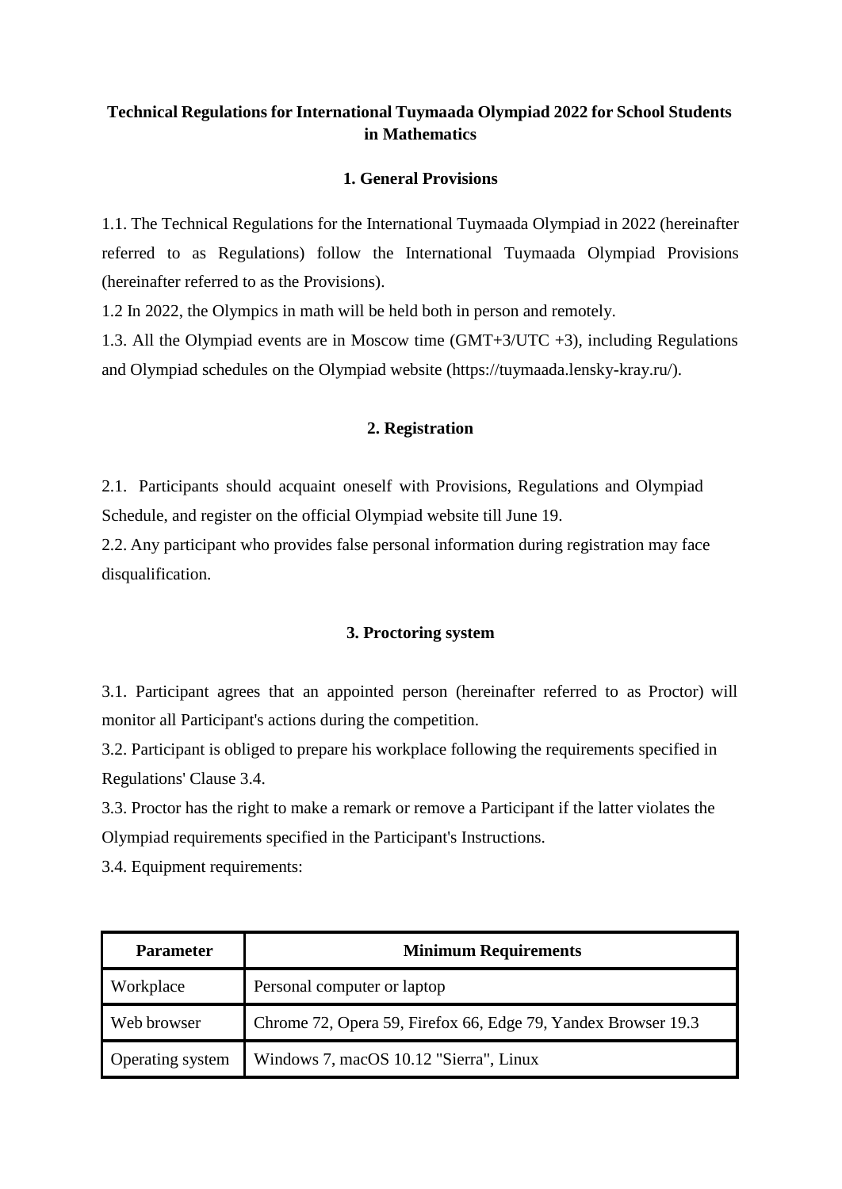# Technical Regulations for International Tuymaada Olympiad 2022 for School Students in Mathematics

## 1. General Provisions

1.1. The Technical Regulations for the International Tuymaada Olympiad in 2022 (hereinafter referred to as Regulations) follow the International Tuymaada Olympiad Provisions (hereinafter referred to as the Provisions).

1.2 In 2022, the Olympics in math will be held both in person and remotely.

1.3. All the Olympiad events are in Moscow time (GMT+3/UTC +3), including Regulations and Olympiad schedules on the Olympiad website (https://tuymaada.lensky-kray.ru/).

## 2. Registration

2.1. Participants should acquaint oneself with Provisions, Regulations and Olympiad Schedule, and register on the official Olympiad website till June 19.

2.2. Any participant who provides false personal information during registration may face disqualification.

## 3. Proctoring system

3.1. Participant agrees that an appointed person (hereinafter referred to as Proctor) will monitor all Participant's actions during the competition.

3.2. Participant is obliged to prepare his workplace following the requirements specified in Regulations' Clause 3.4.

3.3. Proctor has the right to make a remark or remove a Participant if the latter violates the Olympiad requirements specified in the Participant's Instructions.

3.4. Equipment requirements:

| Parameter | Minimum Requirements |
|---|---|
| Workplace | Personal computer or laptop |
| Web browser | Chrome 72, Opera 59, Firefox 66, Edge 79, Yandex Browser 19.3 |
| Operating system | Windows 7, macOS 10.12 "Sierra", Linux |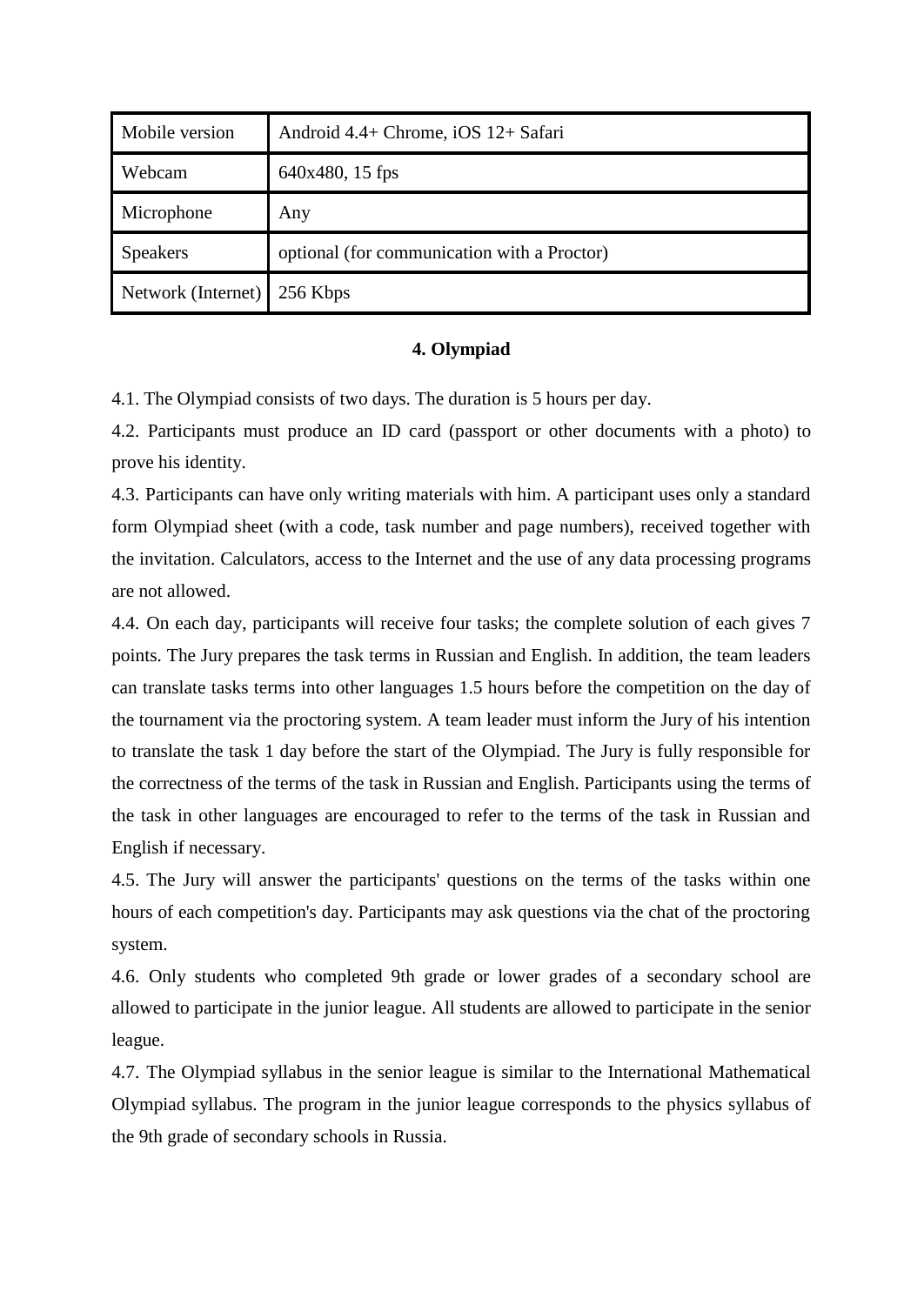| Mobile version | Android 4.4+ Chrome, iOS 12+ Safari |
|---|---|
| Webcam | 640x480, 15 fps |
| Microphone | Any |
| Speakers | optional (for communication with a Proctor) |
| Network (Internet) | 256 Kbps |

## 4. Olympiad

4.1. The Olympiad consists of two days. The duration is 5 hours per day.

4.2. Participants must produce an ID card (passport or other documents with a photo) to prove his identity.

4.3. Participants can have only writing materials with him. A participant uses only a standard form Olympiad sheet (with a code, task number and page numbers), received together with the invitation. Calculators, access to the Internet and the use of any data processing programs are not allowed.

4.4. On each day, participants will receive four tasks; the complete solution of each gives 7 points. The Jury prepares the task terms in Russian and English. In addition, the team leaders can translate tasks terms into other languages 1.5 hours before the competition on the day of the tournament via the proctoring system. A team leader must inform the Jury of his intention to translate the task 1 day before the start of the Olympiad. The Jury is fully responsible for the correctness of the terms of the task in Russian and English. Participants using the terms of the task in other languages are encouraged to refer to the terms of the task in Russian and English if necessary.

4.5. The Jury will answer the participants' questions on the terms of the tasks within one hours of each competition's day. Participants may ask questions via the chat of the proctoring system.

4.6. Only students who completed 9th grade or lower grades of a secondary school are allowed to participate in the junior league. All students are allowed to participate in the senior league.

4.7. The Olympiad syllabus in the senior league is similar to the International Mathematical Olympiad syllabus. The program in the junior league corresponds to the physics syllabus of the 9th grade of secondary schools in Russia.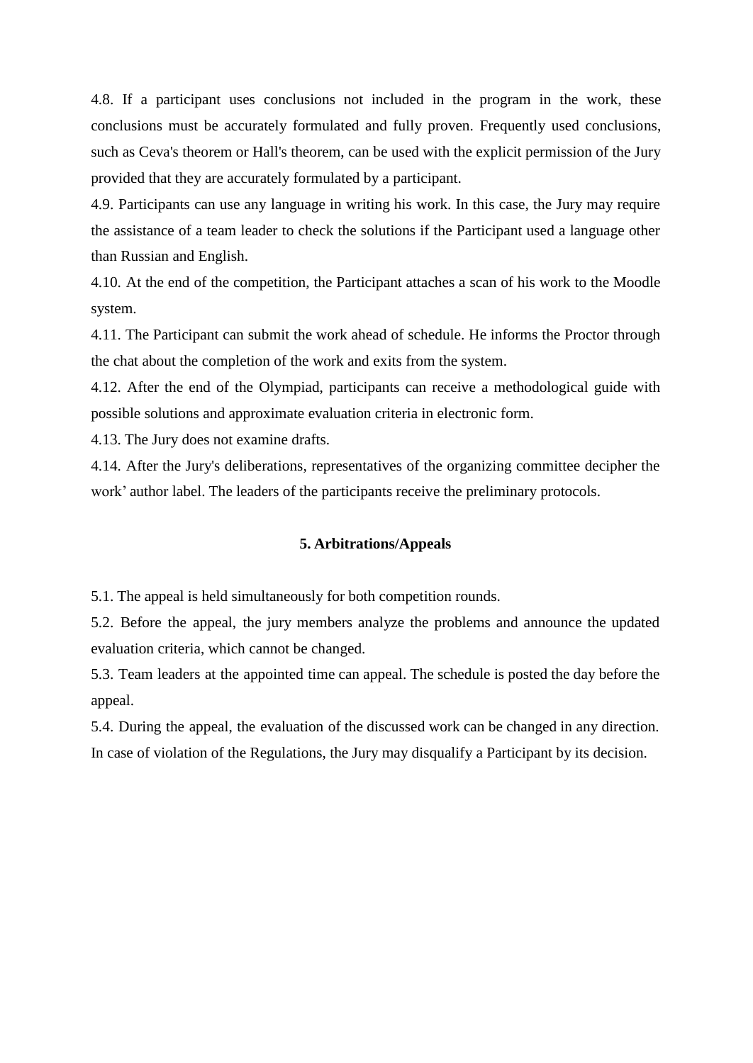4.8. If a participant uses conclusions not included in the program in the work, these conclusions must be accurately formulated and fully proven. Frequently used conclusions, such as Ceva's theorem or Hall's theorem, can be used with the explicit permission of the Jury provided that they are accurately formulated by a participant.

4.9. Participants can use any language in writing his work. In this case, the Jury may require the assistance of a team leader to check the solutions if the Participant used a language other than Russian and English.

4.10. At the end of the competition, the Participant attaches a scan of his work to the Moodle system.

4.11. The Participant can submit the work ahead of schedule. He informs the Proctor through the chat about the completion of the work and exits from the system.

4.12. After the end of the Olympiad, participants can receive a methodological guide with possible solutions and approximate evaluation criteria in electronic form.

4.13. The Jury does not examine drafts.

4.14. After the Jury's deliberations, representatives of the organizing committee decipher the work' author label. The leaders of the participants receive the preliminary protocols.

## 5. Arbitrations/Appeals

5.1. The appeal is held simultaneously for both competition rounds.

5.2. Before the appeal, the jury members analyze the problems and announce the updated evaluation criteria, which cannot be changed.

5.3. Team leaders at the appointed time can appeal. The schedule is posted the day before the appeal.

5.4. During the appeal, the evaluation of the discussed work can be changed in any direction. In case of violation of the Regulations, the Jury may disqualify a Participant by its decision.